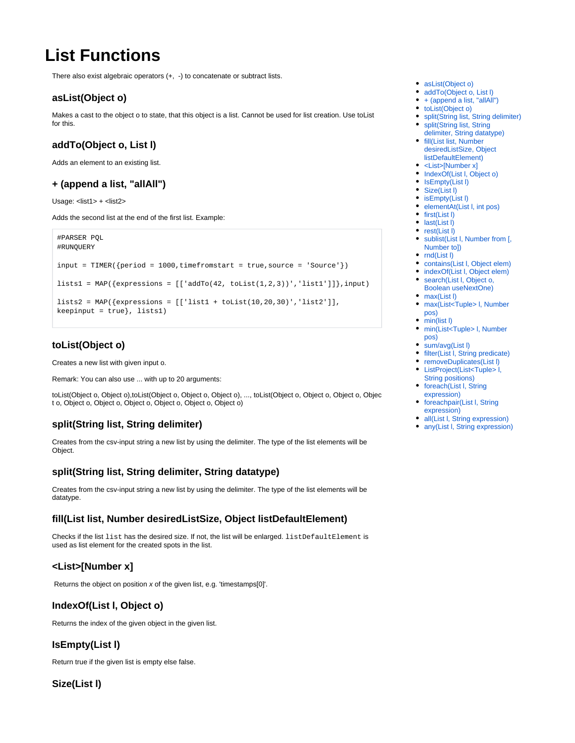# List Functions

There also exist algebraic operators (+, -) to concatenate or subtract lists.

- asList(Object o)
- addTo(Object o, List l)
- + (append a list, "allAll")
- toList(Object o)
- split(String list, String delimiter)
- split(String list, String delimiter, String datatype)
- fill(List list, Number desiredListSize, Object listDefaultElement)
- <List>[Number x]
- IndexOf(List l, Object o)
- IsEmpty(List l)
- Size(List l)
- isEmpty(List l)
- elementAt(List l, int pos)
- first(List l)
- last(List l)
- rest(List l)
- sublist(List l, Number from [, Number to])
- rnd(List l)
- contains(List l, Object elem)
- indexOf(List l, Object elem)
- search(List l, Object o, Boolean useNextOne)
- max(List l)
- max(List<Tuple> l, Number pos)
- min(list l)
- min(List<Tuple> l, Number pos)
- sum/avg(List l)
- filter(List l, String predicate)
- removeDuplicates(List l)
- ListProject(List<Tuple> l, String positions)
- foreach(List l, String expression)
- foreachpair(List l, String expression)
- all(List l, String expression)
- any(List l, String expression)

## asList(Object o)

Makes a cast to the object o to state, that this object is a list. Cannot be used for list creation. Use toList for this.

## addTo(Object o, List l)

Adds an element to an existing list.

## + (append a list, "allAll")

Usage: <list1> + <list2>

Adds the second list at the end of the first list. Example:

```
#PARSER PQL
#RUNQUERY

input = TIMER({period = 1000,timefromstart = true,source = 'Source'})

lists1 = MAP({expressions = [['addTo(42, toList(1,2,3))','list1']]},input)

lists2 = MAP({expressions = [['list1 + toList(10,20,30)','list2']],
keepinput = true}, lists1)
```

## toList(Object o)

Creates a new list with given input o.

Remark: You can also use ... with up to 20 arguments:

toList(Object o, Object o),toList(Object o, Object o, Object o), ..., toList(Object o, Object o, Object o, Object o, Object o, Object o, Object o, Object o, Object o, Object o)

## split(String list, String delimiter)

Creates from the csv-input string a new list by using the delimiter. The type of the list elements will be Object.

## split(String list, String delimiter, String datatype)

Creates from the csv-input string a new list by using the delimiter. The type of the list elements will be datatype.

## fill(List list, Number desiredListSize, Object listDefaultElement)

Checks if the list `list` has the desired size. If not, the list will be enlarged. `listDefaultElement` is used as list element for the created spots in the list.

## <List>[Number x]

Returns the object on position *x* of the given list, e.g. 'timestamps[0]'.

## IndexOf(List l, Object o)

Returns the index of the given object in the given list.

## IsEmpty(List l)

Return true if the given list is empty else false.

## Size(List l)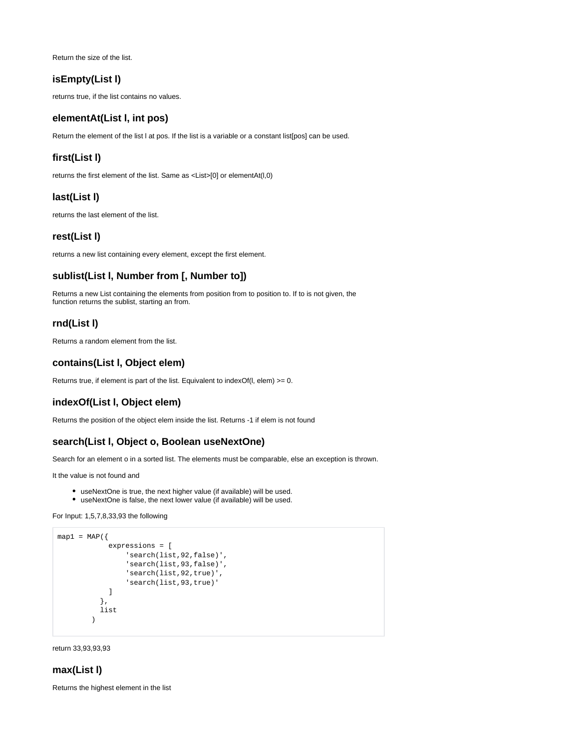Return the size of the list.

### isEmpty(List l)

returns true, if the list contains no values.

### elementAt(List l, int pos)

Return the element of the list l at pos. If the list is a variable or a constant list[pos] can be used.

### first(List l)

returns the first element of the list. Same as <List>[0] or elementAt(l,0)

### last(List l)

returns the last element of the list.

### rest(List l)

returns a new list containing every element, except the first element.

### sublist(List l, Number from [, Number to])

Returns a new List containing the elements from position from to position to. If to is not given, the function returns the sublist, starting an from.

### rnd(List l)

Returns a random element from the list.

### contains(List l, Object elem)

Returns true, if element is part of the list. Equivalent to indexOf(l, elem) >= 0.

### indexOf(List l, Object elem)

Returns the position of the object elem inside the list. Returns -1 if elem is not found

### search(List l, Object o, Boolean useNextOne)

Search for an element o in a sorted list. The elements must be comparable, else an exception is thrown.

It the value is not found and

- useNextOne is true, the next higher value (if available) will be used.
- useNextOne is false, the next lower value (if available) will be used.

For Input: 1,5,7,8,33,93 the following

```
map1 = MAP({
            expressions = [
                'search(list,92,false)',
                'search(list,93,false)',
                'search(list,92,true)',
                'search(list,93,true)'
            ]
          },
          list
        )
```

return 33,93,93,93

### max(List l)

Returns the highest element in the list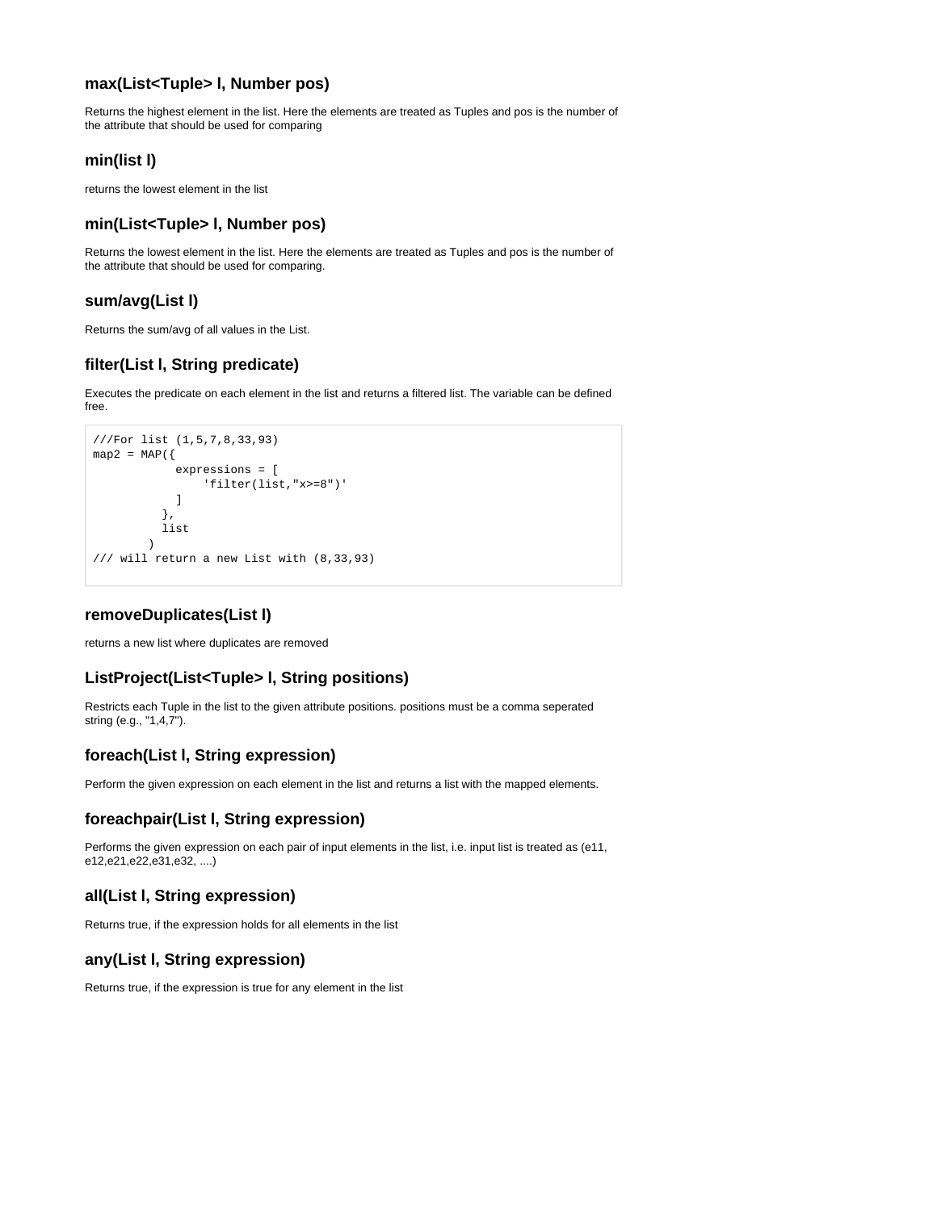### max(List<Tuple> l, Number pos)

Returns the highest element in the list. Here the elements are treated as Tuples and pos is the number of the attribute that should be used for comparing

### min(list l)

returns the lowest element in the list

### min(List<Tuple> l, Number pos)

Returns the lowest element in the list. Here the elements are treated as Tuples and pos is the number of the attribute that should be used for comparing.

### sum/avg(List l)

Returns the sum/avg of all values in the List.

### filter(List l, String predicate)

Executes the predicate on each element in the list and returns a filtered list. The variable can be defined free.

```
///For list (1,5,7,8,33,93)
map2 = MAP({
            expressions = [
                'filter(list,"x>=8")'
            ]
          },
          list
        )
/// will return a new List with (8,33,93)
```

### removeDuplicates(List l)

returns a new list where duplicates are removed

### ListProject(List<Tuple> l, String positions)

Restricts each Tuple in the list to the given attribute positions. positions must be a comma seperated string (e.g., "1,4,7").

### foreach(List l, String expression)

Perform the given expression on each element in the list and returns a list with the mapped elements.

### foreachpair(List l, String expression)

Performs the given expression on each pair of input elements in the list, i.e. input list is treated as (e11, e12,e21,e22,e31,e32, ....)

### all(List l, String expression)

Returns true, if the expression holds for all elements in the list

### any(List l, String expression)

Returns true, if the expression is true for any element in the list